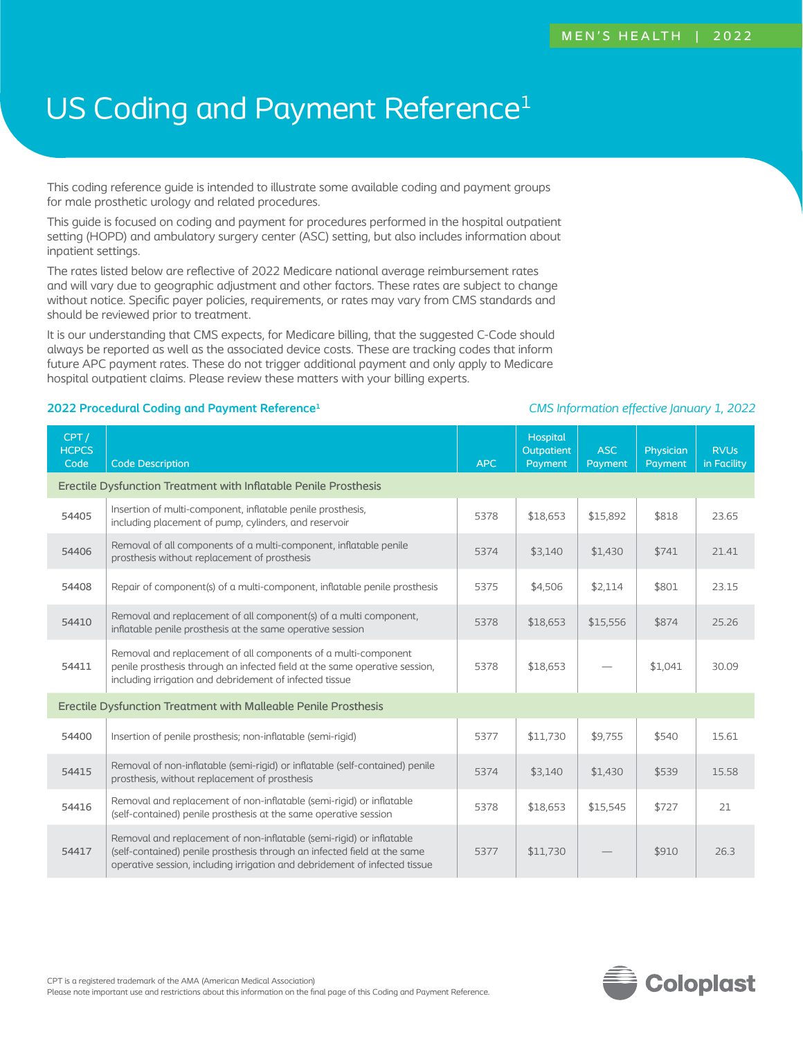# US Coding and Payment Reference[1]

This coding reference guide is intended to illustrate some available coding and payment groups for male prosthetic urology and related procedures.

This guide is focused on coding and payment for procedures performed in the hospital outpatient setting (HOPD) and ambulatory surgery center (ASC) setting, but also includes information about inpatient settings.

The rates listed below are reflective of 2022 Medicare national average reimbursement rates and will vary due to geographic adjustment and other factors. These rates are subject to change without notice. Specific payer policies, requirements, or rates may vary from CMS standards and should be reviewed prior to treatment.

It is our understanding that CMS expects, for Medicare billing, that the suggested C-Code should always be reported as well as the associated device costs. These are tracking codes that inform future APC payment rates. These do not trigger additional payment and only apply to Medicare hospital outpatient claims. Please review these matters with your billing experts.

**2022 Procedural Coding and Payment Reference[1]**

*CMS Information effective January 1, 2022*

| CPT / HCPCS Code | Code Description | APC | Hospital Outpatient Payment | ASC Payment | Physician Payment | RVUs in Facility |
|---|---|---|---|---|---|---|
| **Erectile Dysfunction Treatment with Inflatable Penile Prosthesis** | | | | | | |
| 54405 | Insertion of multi-component, inflatable penile prosthesis, including placement of pump, cylinders, and reservoir | 5378 | $18,653 | $15,892 | $818 | 23.65 |
| 54406 | Removal of all components of a multi-component, inflatable penile prosthesis without replacement of prosthesis | 5374 | $3,140 | $1,430 | $741 | 21.41 |
| 54408 | Repair of component(s) of a multi-component, inflatable penile prosthesis | 5375 | $4,506 | $2,114 | $801 | 23.15 |
| 54410 | Removal and replacement of all component(s) of a multi component, inflatable penile prosthesis at the same operative session | 5378 | $18,653 | $15,556 | $874 | 25.26 |
| 54411 | Removal and replacement of all components of a multi-component penile prosthesis through an infected field at the same operative session, including irrigation and debridement of infected tissue | 5378 | $18,653 | — | $1,041 | 30.09 |
| **Erectile Dysfunction Treatment with Malleable Penile Prosthesis** | | | | | | |
| 54400 | Insertion of penile prosthesis; non-inflatable (semi-rigid) | 5377 | $11,730 | $9,755 | $540 | 15.61 |
| 54415 | Removal of non-inflatable (semi-rigid) or inflatable (self-contained) penile prosthesis, without replacement of prosthesis | 5374 | $3,140 | $1,430 | $539 | 15.58 |
| 54416 | Removal and replacement of non-inflatable (semi-rigid) or inflatable (self-contained) penile prosthesis at the same operative session | 5378 | $18,653 | $15,545 | $727 | 21 |
| 54417 | Removal and replacement of non-inflatable (semi-rigid) or inflatable (self-contained) penile prosthesis through an infected field at the same operative session, including irrigation and debridement of infected tissue | 5377 | $11,730 | — | $910 | 26.3 |

CPT is a registered trademark of the AMA (American Medical Association)
Please note important use and restrictions about this information on the final page of this Coding and Payment Reference.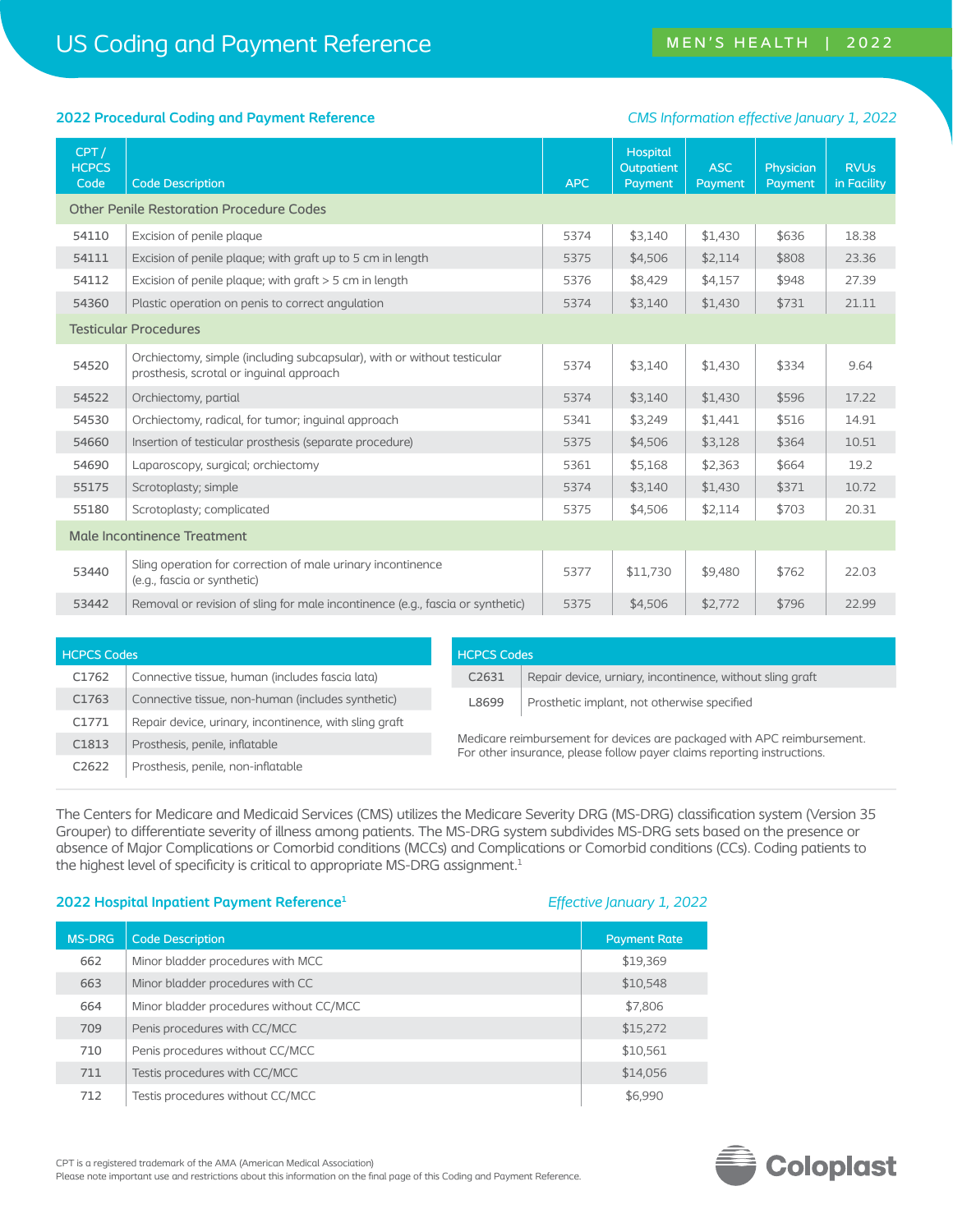# US Coding and Payment Reference

MEN'S HEALTH | 2022

## 2022 Procedural Coding and Payment Reference

*CMS Information effective January 1, 2022*

| CPT / HCPCS Code | Code Description | APC | Hospital Outpatient Payment | ASC Payment | Physician Payment | RVUs in Facility |
|---|---|---|---|---|---|---|
| **Other Penile Restoration Procedure Codes** | | | | | | |
| 54110 | Excision of penile plaque | 5374 | $3,140 | $1,430 | $636 | 18.38 |
| 54111 | Excision of penile plaque; with graft up to 5 cm in length | 5375 | $4,506 | $2,114 | $808 | 23.36 |
| 54112 | Excision of penile plaque; with graft > 5 cm in length | 5376 | $8,429 | $4,157 | $948 | 27.39 |
| 54360 | Plastic operation on penis to correct angulation | 5374 | $3,140 | $1,430 | $731 | 21.11 |
| **Testicular Procedures** | | | | | | |
| 54520 | Orchiectomy, simple (including subcapsular), with or without testicular prosthesis, scrotal or inguinal approach | 5374 | $3,140 | $1,430 | $334 | 9.64 |
| 54522 | Orchiectomy, partial | 5374 | $3,140 | $1,430 | $596 | 17.22 |
| 54530 | Orchiectomy, radical, for tumor; inguinal approach | 5341 | $3,249 | $1,441 | $516 | 14.91 |
| 54660 | Insertion of testicular prosthesis (separate procedure) | 5375 | $4,506 | $3,128 | $364 | 10.51 |
| 54690 | Laparoscopy, surgical; orchiectomy | 5361 | $5,168 | $2,363 | $664 | 19.2 |
| 55175 | Scrotoplasty; simple | 5374 | $3,140 | $1,430 | $371 | 10.72 |
| 55180 | Scrotoplasty; complicated | 5375 | $4,506 | $2,114 | $703 | 20.31 |
| **Male Incontinence Treatment** | | | | | | |
| 53440 | Sling operation for correction of male urinary incontinence (e.g., fascia or synthetic) | 5377 | $11,730 | $9,480 | $762 | 22.03 |
| 53442 | Removal or revision of sling for male incontinence (e.g., fascia or synthetic) | 5375 | $4,506 | $2,772 | $796 | 22.99 |

| HCPCS Codes | |
|---|---|
| C1762 | Connective tissue, human (includes fascia lata) |
| C1763 | Connective tissue, non-human (includes synthetic) |
| C1771 | Repair device, urinary, incontinence, with sling graft |
| C1813 | Prosthesis, penile, inflatable |
| C2622 | Prosthesis, penile, non-inflatable |

| HCPCS Codes | |
|---|---|
| C2631 | Repair device, urniary, incontinence, without sling graft |
| L8699 | Prosthetic implant, not otherwise specified |

Medicare reimbursement for devices are packaged with APC reimbursement. For other insurance, please follow payer claims reporting instructions.

The Centers for Medicare and Medicaid Services (CMS) utilizes the Medicare Severity DRG (MS-DRG) classification system (Version 35 Grouper) to differentiate severity of illness among patients. The MS-DRG system subdivides MS-DRG sets based on the presence or absence of Major Complications or Comorbid conditions (MCCs) and Complications or Comorbid conditions (CCs). Coding patients to the highest level of specificity is critical to appropriate MS-DRG assignment.[1]

## 2022 Hospital Inpatient Payment Reference[1]

*Effective January 1, 2022*

| MS-DRG | Code Description | Payment Rate |
|---|---|---|
| 662 | Minor bladder procedures with MCC | $19,369 |
| 663 | Minor bladder procedures with CC | $10,548 |
| 664 | Minor bladder procedures without CC/MCC | $7,806 |
| 709 | Penis procedures with CC/MCC | $15,272 |
| 710 | Penis procedures without CC/MCC | $10,561 |
| 711 | Testis procedures with CC/MCC | $14,056 |
| 712 | Testis procedures without CC/MCC | $6,990 |

CPT is a registered trademark of the AMA (American Medical Association)
Please note important use and restrictions about this information on the final page of this Coding and Payment Reference.

Coloplast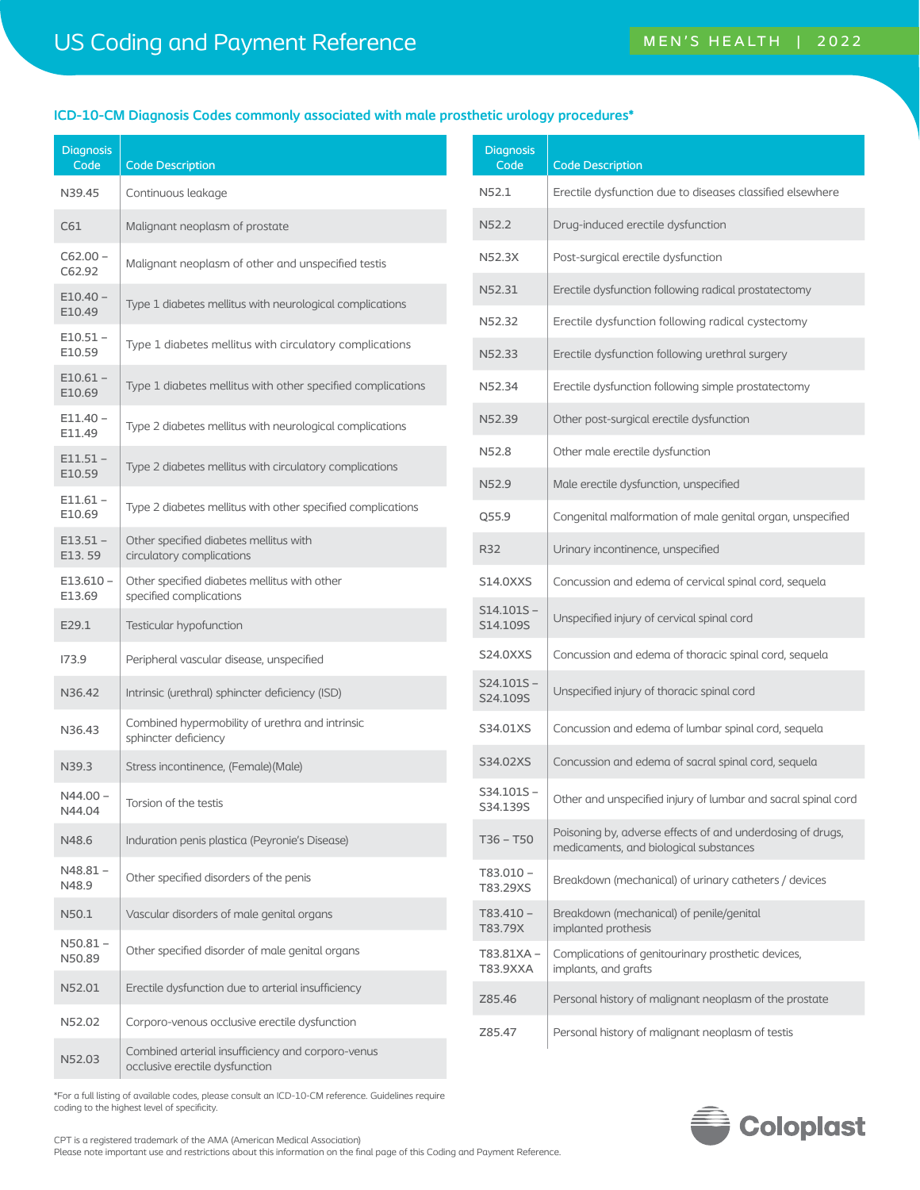## ICD-10-CM Diagnosis Codes commonly associated with male prosthetic urology procedures*

| Diagnosis Code | Code Description |
|---|---|
| N39.45 | Continuous leakage |
| C61 | Malignant neoplasm of prostate |
| C62.00 – C62.92 | Malignant neoplasm of other and unspecified testis |
| E10.40 – E10.49 | Type 1 diabetes mellitus with neurological complications |
| E10.51 – E10.59 | Type 1 diabetes mellitus with circulatory complications |
| E10.61 – E10.69 | Type 1 diabetes mellitus with other specified complications |
| E11.40 – E11.49 | Type 2 diabetes mellitus with neurological complications |
| E11.51 – E10.59 | Type 2 diabetes mellitus with circulatory complications |
| E11.61 – E10.69 | Type 2 diabetes mellitus with other specified complications |
| E13.51 – E13. 59 | Other specified diabetes mellitus with circulatory complications |
| E13.610 – E13.69 | Other specified diabetes mellitus with other specified complications |
| E29.1 | Testicular hypofunction |
| I73.9 | Peripheral vascular disease, unspecified |
| N36.42 | Intrinsic (urethral) sphincter deficiency (ISD) |
| N36.43 | Combined hypermobility of urethra and intrinsic sphincter deficiency |
| N39.3 | Stress incontinence, (Female)(Male) |
| N44.00 – N44.04 | Torsion of the testis |
| N48.6 | Induration penis plastica (Peyronie's Disease) |
| N48.81 – N48.9 | Other specified disorders of the penis |
| N50.1 | Vascular disorders of male genital organs |
| N50.81 – N50.89 | Other specified disorder of male genital organs |
| N52.01 | Erectile dysfunction due to arterial insufficiency |
| N52.02 | Corporo-venous occlusive erectile dysfunction |
| N52.03 | Combined arterial insufficiency and corporo-venus occlusive erectile dysfunction |
| N52.1 | Erectile dysfunction due to diseases classified elsewhere |
| N52.2 | Drug-induced erectile dysfunction |
| N52.3X | Post-surgical erectile dysfunction |
| N52.31 | Erectile dysfunction following radical prostatectomy |
| N52.32 | Erectile dysfunction following radical cystectomy |
| N52.33 | Erectile dysfunction following urethral surgery |
| N52.34 | Erectile dysfunction following simple prostatectomy |
| N52.39 | Other post-surgical erectile dysfunction |
| N52.8 | Other male erectile dysfunction |
| N52.9 | Male erectile dysfunction, unspecified |
| Q55.9 | Congenital malformation of male genital organ, unspecified |
| R32 | Urinary incontinence, unspecified |
| S14.0XXS | Concussion and edema of cervical spinal cord, sequela |
| S14.101S – S14.109S | Unspecified injury of cervical spinal cord |
| S24.0XXS | Concussion and edema of thoracic spinal cord, sequela |
| S24.101S – S24.109S | Unspecified injury of thoracic spinal cord |
| S34.01XS | Concussion and edema of lumbar spinal cord, sequela |
| S34.02XS | Concussion and edema of sacral spinal cord, sequela |
| S34.101S – S34.139S | Other and unspecified injury of lumbar and sacral spinal cord |
| T36 – T50 | Poisoning by, adverse effects of and underdosing of drugs, medicaments, and biological substances |
| T83.010 – T83.29XS | Breakdown (mechanical) of urinary catheters / devices |
| T83.410 – T83.79X | Breakdown (mechanical) of penile/genital implanted prothesis |
| T83.81XA – T83.9XXA | Complications of genitourinary prosthetic devices, implants, and grafts |
| Z85.46 | Personal history of malignant neoplasm of the prostate |
| Z85.47 | Personal history of malignant neoplasm of testis |

*For a full listing of available codes, please consult an ICD-10-CM reference. Guidelines require coding to the highest level of specificity.

CPT is a registered trademark of the AMA (American Medical Association)
Please note important use and restrictions about this information on the final page of this Coding and Payment Reference.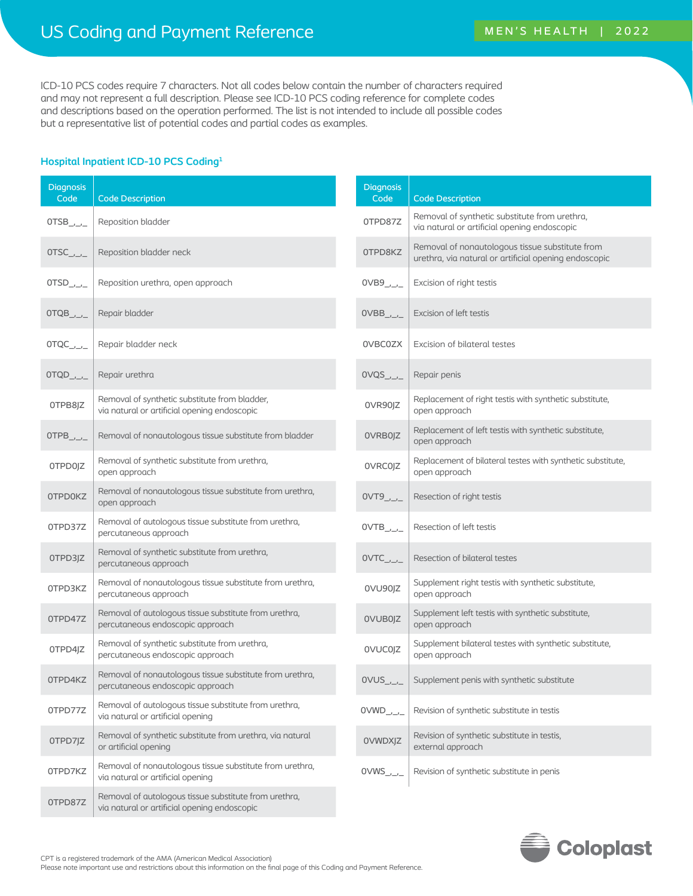# US Coding and Payment Reference

ICD-10 PCS codes require 7 characters. Not all codes below contain the number of characters required and may not represent a full description. Please see ICD-10 PCS coding reference for complete codes and descriptions based on the operation performed. The list is not intended to include all possible codes but a representative list of potential codes and partial codes as examples.

### Hospital Inpatient ICD-10 PCS Coding[1]

| Diagnosis Code | Code Description |
|---|---|
| 0TSB_,_,_ | Reposition bladder |
| 0TSC_,_,_ | Reposition bladder neck |
| 0TSD_,_,_ | Reposition urethra, open approach |
| 0TQB_,_,_ | Repair bladder |
| 0TQC_,_,_ | Repair bladder neck |
| 0TQD_,_,_ | Repair urethra |
| 0TPB8JZ | Removal of synthetic substitute from bladder, via natural or artificial opening endoscopic |
| 0TPB_,_,_ | Removal of nonautologous tissue substitute from bladder |
| 0TPD0JZ | Removal of synthetic substitute from urethra, open approach |
| 0TPD0KZ | Removal of nonautologous tissue substitute from urethra, open approach |
| 0TPD37Z | Removal of autologous tissue substitute from urethra, percutaneous approach |
| 0TPD3JZ | Removal of synthetic substitute from urethra, percutaneous approach |
| 0TPD3KZ | Removal of nonautologous tissue substitute from urethra, percutaneous approach |
| 0TPD47Z | Removal of autologous tissue substitute from urethra, percutaneous endoscopic approach |
| 0TPD4JZ | Removal of synthetic substitute from urethra, percutaneous endoscopic approach |
| 0TPD4KZ | Removal of nonautologous tissue substitute from urethra, percutaneous endoscopic approach |
| 0TPD77Z | Removal of autologous tissue substitute from urethra, via natural or artificial opening |
| 0TPD7JZ | Removal of synthetic substitute from urethra, via natural or artificial opening |
| 0TPD7KZ | Removal of nonautologous tissue substitute from urethra, via natural or artificial opening |
| 0TPD87Z | Removal of autologous tissue substitute from urethra, via natural or artificial opening endoscopic |
| 0TPD87Z | Removal of synthetic substitute from urethra, via natural or artificial opening endoscopic |
| 0TPD8KZ | Removal of nonautologous tissue substitute from urethra, via natural or artificial opening endoscopic |
| 0VB9_,_,_ | Excision of right testis |
| 0VBB_,_,_ | Excision of left testis |
| 0VBC0ZX | Excision of bilateral testes |
| 0VQS_,_,_ | Repair penis |
| 0VR90JZ | Replacement of right testis with synthetic substitute, open approach |
| 0VRB0JZ | Replacement of left testis with synthetic substitute, open approach |
| 0VRC0JZ | Replacement of bilateral testes with synthetic substitute, open approach |
| 0VT9_,_,_ | Resection of right testis |
| 0VTB_,_,_ | Resection of left testis |
| 0VTC_,_,_ | Resection of bilateral testes |
| 0VU90JZ | Supplement right testis with synthetic substitute, open approach |
| 0VUB0JZ | Supplement left testis with synthetic substitute, open approach |
| 0VUC0JZ | Supplement bilateral testes with synthetic substitute, open approach |
| 0VUS_,_,_ | Supplement penis with synthetic substitute |
| 0VWD_,_,_ | Revision of synthetic substitute in testis |
| 0VWDXJZ | Revision of synthetic substitute in testis, external approach |
| 0VWS_,_,_ | Revision of synthetic substitute in penis |

CPT is a registered trademark of the AMA (American Medical Association)
Please note important use and restrictions about this information on the final page of this Coding and Payment Reference.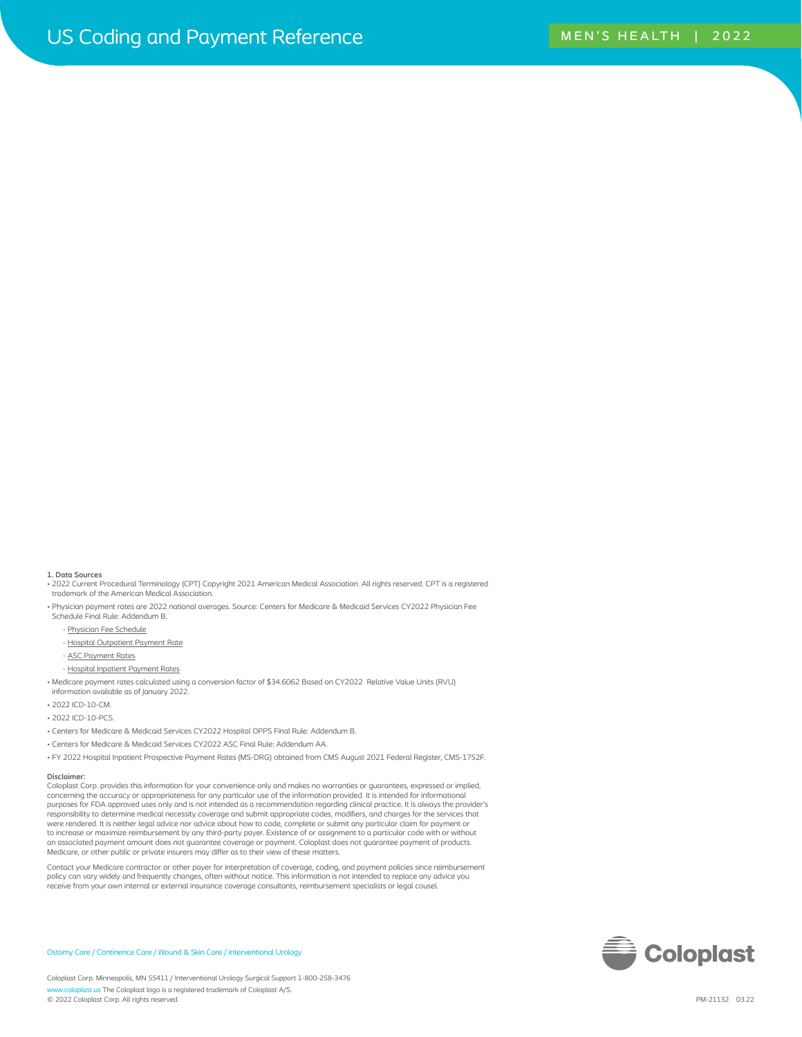# US Coding and Payment Reference

MEN'S HEALTH | 2022

**1. Data Sources**

- 2022 Current Procedural Terminology (CPT) Copyright 2021 American Medical Association. All rights reserved. CPT is a registered trademark of the American Medical Association.
- Physician payment rates are 2022 national averages. Source: Centers for Medicare & Medicaid Services CY2022 Physician Fee Schedule Final Rule: Addendum B.
    - Physician Fee Schedule
    - Hospital Outpatient Payment Rate
    - ASC Payment Rates
    - Hospital Inpatient Payment Rates
- Medicare payment rates calculated using a conversion factor of $34.6062 Based on CY2022 Relative Value Units (RVU) information available as of January 2022.
- 2022 ICD-10-CM.
- 2022 ICD-10-PCS.
- Centers for Medicare & Medicaid Services CY2022 Hospital OPPS Final Rule: Addendum B.
- Centers for Medicare & Medicaid Services CY2022 ASC Final Rule: Addendum AA.
- FY 2022 Hospital Inpatient Prospective Payment Rates (MS-DRG) obtained from CMS August 2021 Federal Register, CMS-1752F.

**Disclaimer:**
Coloplast Corp. provides this information for your convenience only and makes no warranties or guarantees, expressed or implied, concerning the accuracy or appropriateness for any particular use of the information provided. It is intended for informational purposes for FDA approved uses only and is not intended as a recommendation regarding clinical practice. It is always the provider's responsibility to determine medical necessity coverage and submit appropriate codes, modifiers, and charges for the services that were rendered. It is neither legal advice nor advice about how to code, complete or submit any particular claim for payment or to increase or maximize reimbursement by any third-party payer. Existence of or assignment to a particular code with or without an associated payment amount does not guarantee coverage or payment. Coloplast does not guarantee payment of products. Medicare, or other public or private insurers may differ as to their view of these matters.

Contact your Medicare contractor or other payer for interpretation of coverage, coding, and payment policies since reimbursement policy can vary widely and frequently changes, often without notice. This information is not intended to replace any advice you receive from your own internal or external insurance coverage consultants, reimbursement specialists or legal cousel.

Ostomy Care / Continence Care / Wound & Skin Care / Interventional Urology

Coloplast

Coloplast Corp. Minneapolis, MN 55411 / Interventional Urology Surgical Support 1-800-258-3476
www.coloplast.us The Coloplast logo is a registered trademark of Coloplast A/S.
© 2022 Coloplast Corp. All rights reserved.

PM-21132 03.22